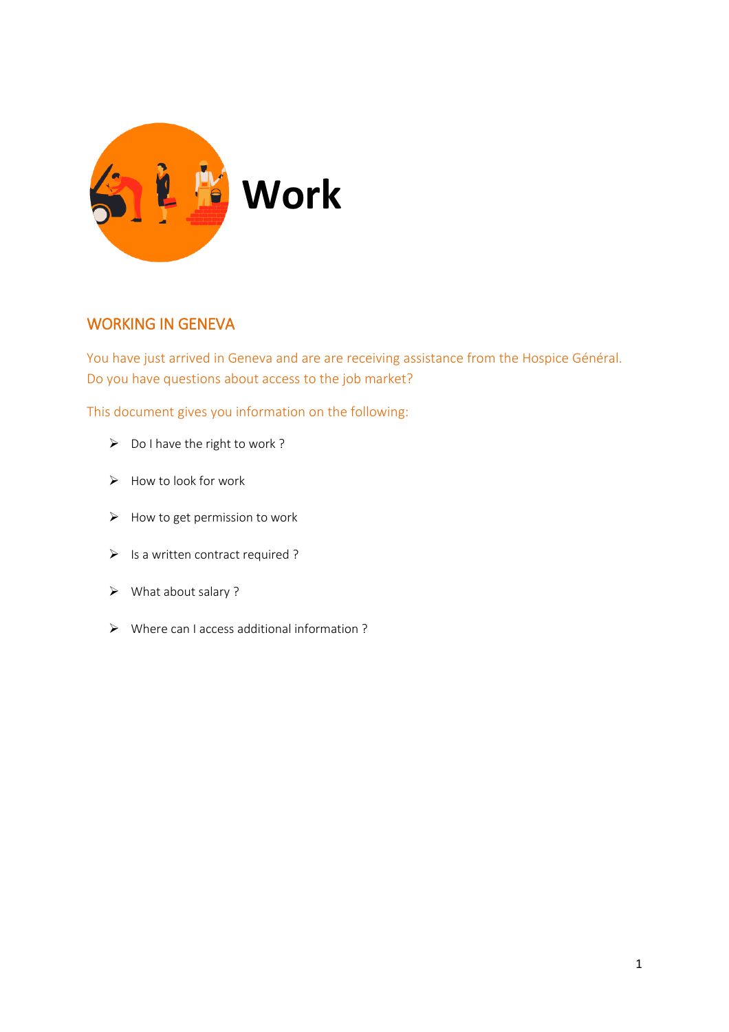# Work

## WORKING IN GENEVA

You have just arrived in Geneva and are are receiving assistance from the Hospice Général. Do you have questions about access to the job market?

This document gives you information on the following:

- Do I have the right to work ?
- How to look for work
- How to get permission to work
- Is a written contract required ?
- What about salary ?
- Where can I access additional information ?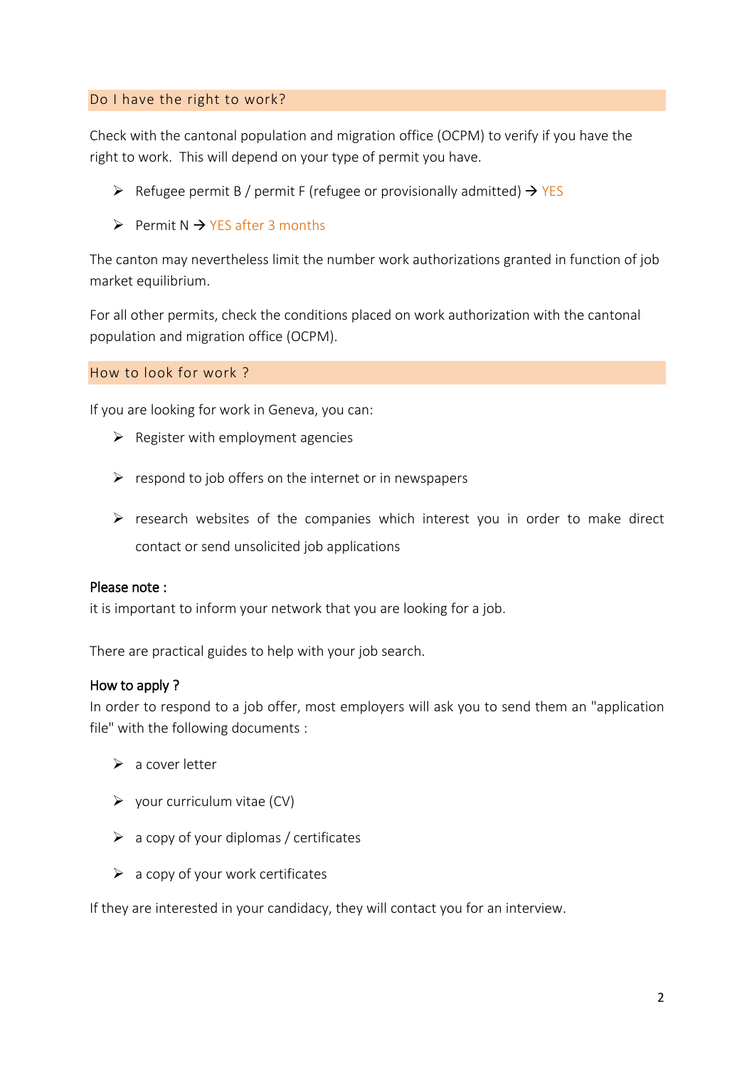## Do I have the right to work?

Check with the cantonal population and migration office (OCPM) to verify if you have the right to work. This will depend on your type of permit you have.

- Refugee permit B / permit F (refugee or provisionally admitted) → YES
- Permit N → YES after 3 months

The canton may nevertheless limit the number work authorizations granted in function of job market equilibrium.

For all other permits, check the conditions placed on work authorization with the cantonal population and migration office (OCPM).

## How to look for work ?

If you are looking for work in Geneva, you can:

- Register with employment agencies
- respond to job offers on the internet or in newspapers
- research websites of the companies which interest you in order to make direct contact or send unsolicited job applications

### Please note :

it is important to inform your network that you are looking for a job.

There are practical guides to help with your job search.

### How to apply ?

In order to respond to a job offer, most employers will ask you to send them an "application file" with the following documents :

- a cover letter
- your curriculum vitae (CV)
- a copy of your diplomas / certificates
- a copy of your work certificates

If they are interested in your candidacy, they will contact you for an interview.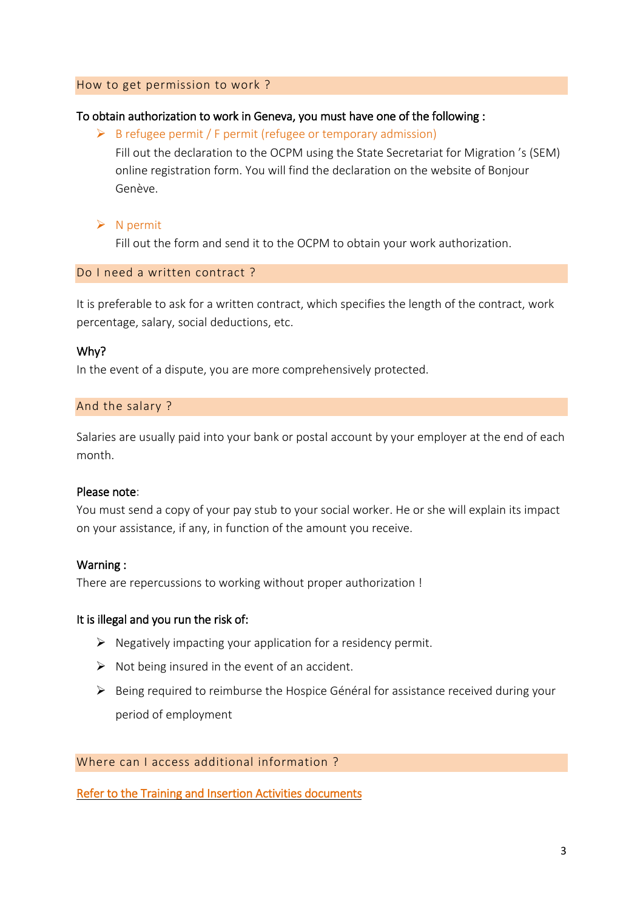## How to get permission to work ?

**To obtain authorization to work in Geneva, you must have one of the following :**

- B refugee permit / F permit (refugee or temporary admission)

  Fill out the declaration to the OCPM using the State Secretariat for Migration 's (SEM) online registration form. You will find the declaration on the website of Bonjour Genève.

- N permit

  Fill out the form and send it to the OCPM to obtain your work authorization.

## Do I need a written contract ?

It is preferable to ask for a written contract, which specifies the length of the contract, work percentage, salary, social deductions, etc.

**Why?**

In the event of a dispute, you are more comprehensively protected.

## And the salary ?

Salaries are usually paid into your bank or postal account by your employer at the end of each month.

**Please note**:

You must send a copy of your pay stub to your social worker. He or she will explain its impact on your assistance, if any, in function of the amount you receive.

**Warning :**

There are repercussions to working without proper authorization !

**It is illegal and you run the risk of:**

- Negatively impacting your application for a residency permit.
- Not being insured in the event of an accident.
- Being required to reimburse the Hospice Général for assistance received during your period of employment

## Where can I access additional information ?

Refer to the Training and Insertion Activities documents